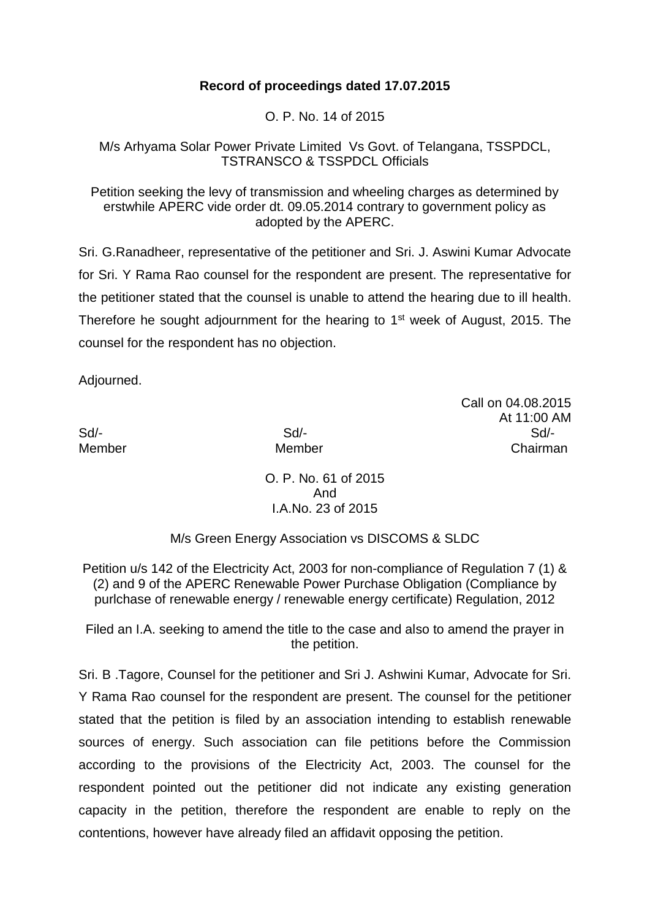**Record of proceedings dated 17.07.2015**

O. P. No. 14 of 2015

M/s Arhyama Solar Power Private Limited Vs Govt. of Telangana, TSSPDCL, TSTRANSCO & TSSPDCL Officials

Petition seeking the levy of transmission and wheeling charges as determined by erstwhile APERC vide order dt. 09.05.2014 contrary to government policy as adopted by the APERC.

Sri. G.Ranadheer, representative of the petitioner and Sri. J. Aswini Kumar Advocate for Sri. Y Rama Rao counsel for the respondent are present. The representative for the petitioner stated that the counsel is unable to attend the hearing due to ill health. Therefore he sought adjournment for the hearing to 1st week of August, 2015. The counsel for the respondent has no objection.

Adjourned.

Call on 04.08.2015
At 11:00 AM

| Sd/- | Sd/- | Sd/- |
|---|---|---|
| Member | Member | Chairman |

O. P. No. 61 of 2015
And
I.A.No. 23 of 2015

M/s Green Energy Association vs DISCOMS & SLDC

Petition u/s 142 of the Electricity Act, 2003 for non-compliance of Regulation 7 (1) & (2) and 9 of the APERC Renewable Power Purchase Obligation (Compliance by purlchase of renewable energy / renewable energy certificate) Regulation, 2012

Filed an I.A. seeking to amend the title to the case and also to amend the prayer in the petition.

Sri. B .Tagore, Counsel for the petitioner and Sri J. Ashwini Kumar, Advocate for Sri. Y Rama Rao counsel for the respondent are present. The counsel for the petitioner stated that the petition is filed by an association intending to establish renewable sources of energy. Such association can file petitions before the Commission according to the provisions of the Electricity Act, 2003. The counsel for the respondent pointed out the petitioner did not indicate any existing generation capacity in the petition, therefore the respondent are enable to reply on the contentions, however have already filed an affidavit opposing the petition.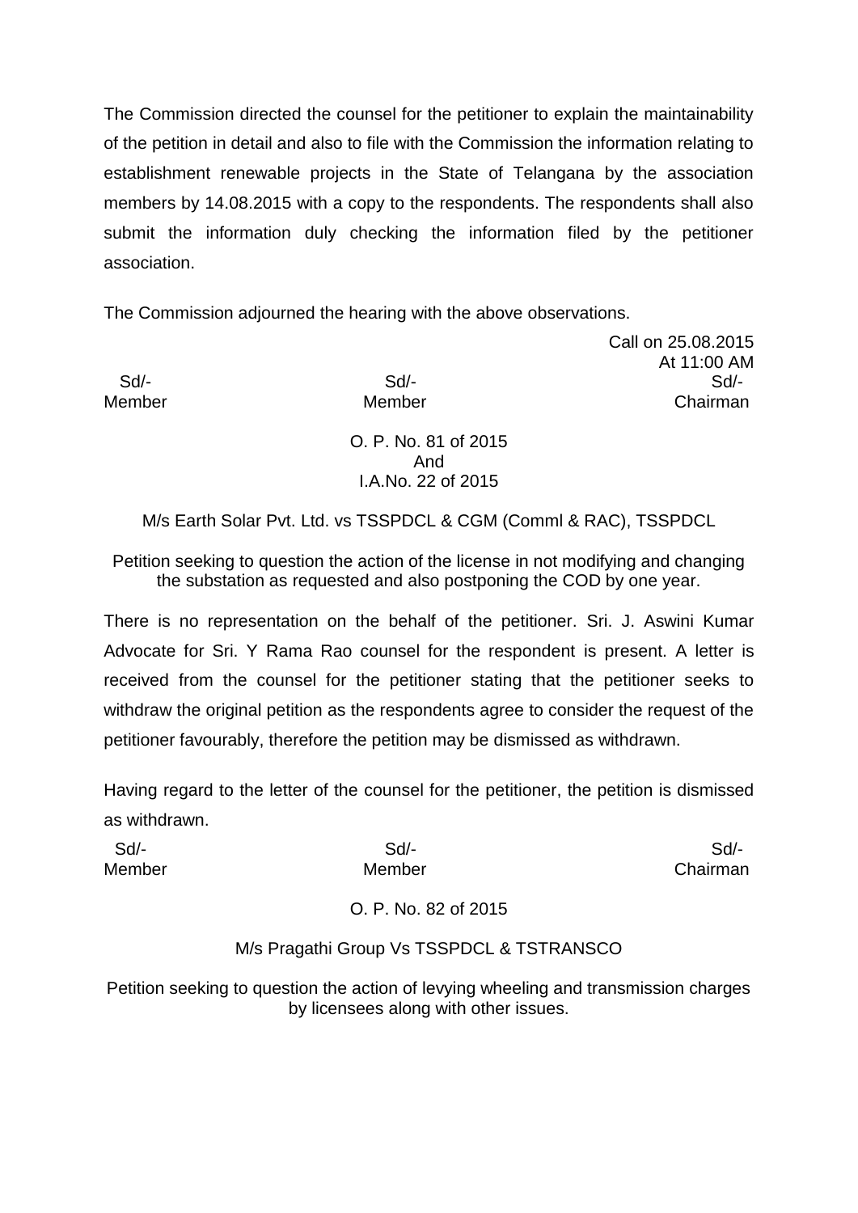The Commission directed the counsel for the petitioner to explain the maintainability of the petition in detail and also to file with the Commission the information relating to establishment renewable projects in the State of Telangana by the association members by 14.08.2015 with a copy to the respondents. The respondents shall also submit the information duly checking the information filed by the petitioner association.

The Commission adjourned the hearing with the above observations.

Call on 25.08.2015
At 11:00 AM

| Sd/- | Sd/- | Sd/- |
|---|---|---|
| Member | Member | Chairman |

O. P. No. 81 of 2015
And
I.A.No. 22 of 2015

M/s Earth Solar Pvt. Ltd. vs TSSPDCL & CGM (Comml & RAC), TSSPDCL

Petition seeking to question the action of the license in not modifying and changing the substation as requested and also postponing the COD by one year.

There is no representation on the behalf of the petitioner. Sri. J. Aswini Kumar Advocate for Sri. Y Rama Rao counsel for the respondent is present. A letter is received from the counsel for the petitioner stating that the petitioner seeks to withdraw the original petition as the respondents agree to consider the request of the petitioner favourably, therefore the petition may be dismissed as withdrawn.

Having regard to the letter of the counsel for the petitioner, the petition is dismissed as withdrawn.

| Sd/- | Sd/- | Sd/- |
|---|---|---|
| Member | Member | Chairman |

O. P. No. 82 of 2015

M/s Pragathi Group Vs TSSPDCL & TSTRANSCO

Petition seeking to question the action of levying wheeling and transmission charges by licensees along with other issues.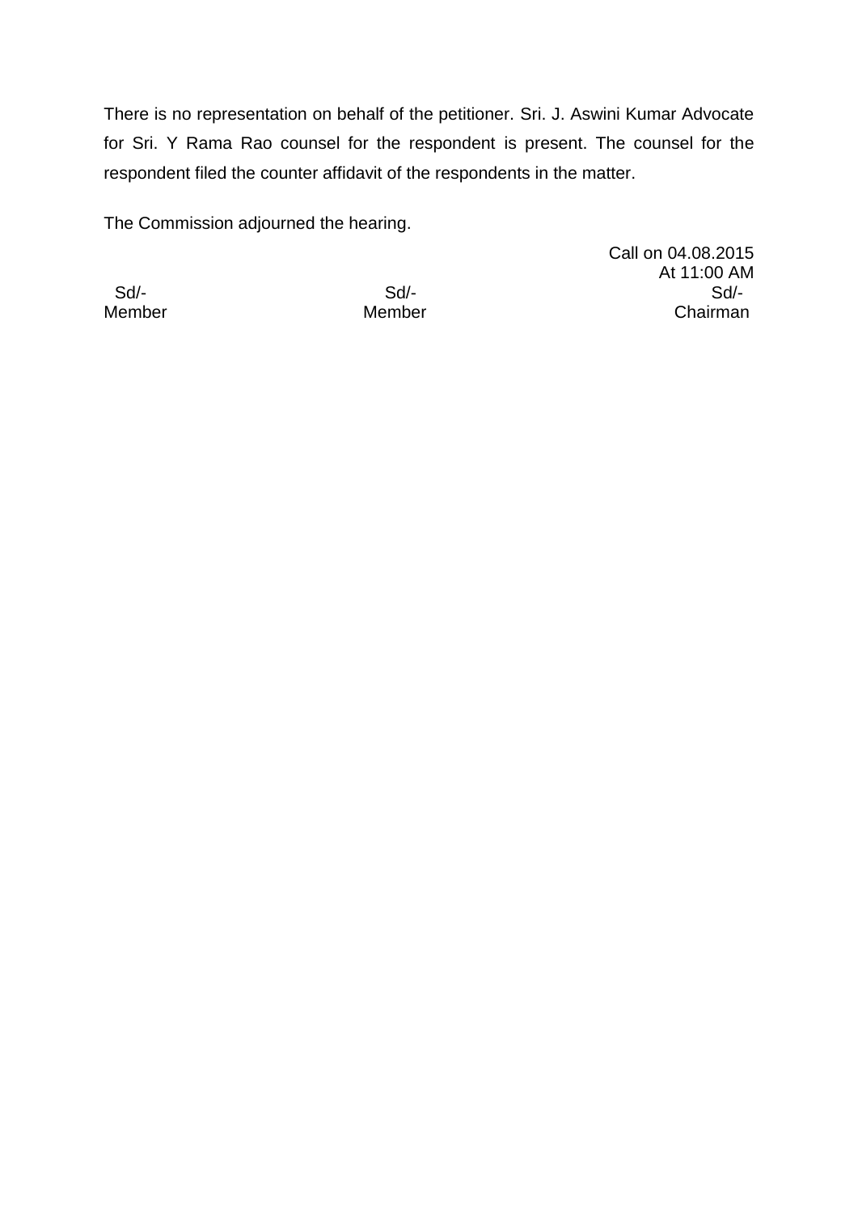There is no representation on behalf of the petitioner. Sri. J. Aswini Kumar Advocate for Sri. Y Rama Rao counsel for the respondent is present. The counsel for the respondent filed the counter affidavit of the respondents in the matter.

The Commission adjourned the hearing.

Call on 04.08.2015
At 11:00 AM

| | | |
|---|---|---|
| Sd/- | Sd/- | Sd/- |
| Member | Member | Chairman |